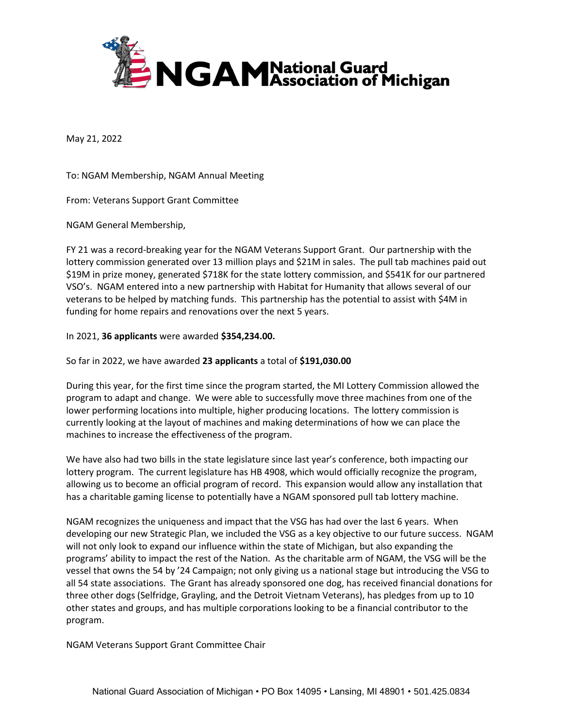# NGAM National Guard Association of Michigan

May 21, 2022

To: NGAM Membership, NGAM Annual Meeting

From: Veterans Support Grant Committee

NGAM General Membership,

FY 21 was a record-breaking year for the NGAM Veterans Support Grant. Our partnership with the lottery commission generated over 13 million plays and $21M in sales. The pull tab machines paid out $19M in prize money, generated $718K for the state lottery commission, and $541K for our partnered VSO's. NGAM entered into a new partnership with Habitat for Humanity that allows several of our veterans to be helped by matching funds. This partnership has the potential to assist with $4M in funding for home repairs and renovations over the next 5 years.

In 2021, **36 applicants** were awarded **$354,234.00.**

So far in 2022, we have awarded **23 applicants** a total of **$191,030.00**

During this year, for the first time since the program started, the MI Lottery Commission allowed the program to adapt and change. We were able to successfully move three machines from one of the lower performing locations into multiple, higher producing locations. The lottery commission is currently looking at the layout of machines and making determinations of how we can place the machines to increase the effectiveness of the program.

We have also had two bills in the state legislature since last year's conference, both impacting our lottery program. The current legislature has HB 4908, which would officially recognize the program, allowing us to become an official program of record. This expansion would allow any installation that has a charitable gaming license to potentially have a NGAM sponsored pull tab lottery machine.

NGAM recognizes the uniqueness and impact that the VSG has had over the last 6 years. When developing our new Strategic Plan, we included the VSG as a key objective to our future success. NGAM will not only look to expand our influence within the state of Michigan, but also expanding the programs' ability to impact the rest of the Nation. As the charitable arm of NGAM, the VSG will be the vessel that owns the 54 by '24 Campaign; not only giving us a national stage but introducing the VSG to all 54 state associations. The Grant has already sponsored one dog, has received financial donations for three other dogs (Selfridge, Grayling, and the Detroit Vietnam Veterans), has pledges from up to 10 other states and groups, and has multiple corporations looking to be a financial contributor to the program.

NGAM Veterans Support Grant Committee Chair

National Guard Association of Michigan • PO Box 14095 • Lansing, MI 48901 • 501.425.0834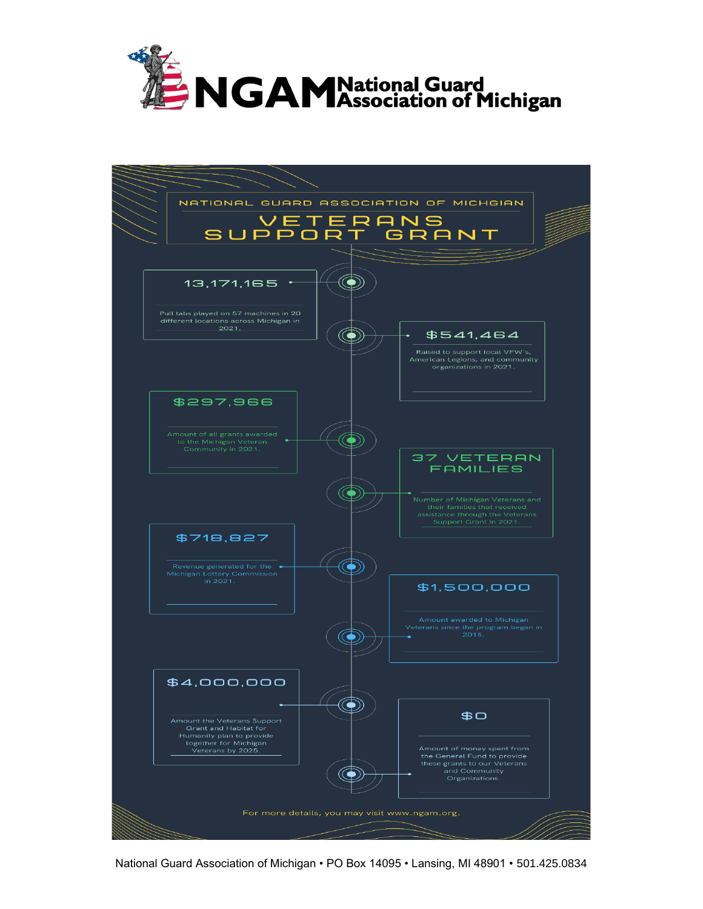# NGAM National Guard Association of Michigan

NATIONAL GUARD ASSOCIATION OF MICHGIAN

## VETERANS SUPPORT GRANT

**13,171,165**

Pull tabs played on 57 machines in 20 different locations across Michigan in 2021.

**$541,464**

Raised to support local VFW's, American Legions, and community organizations in 2021.

**$297,966**

Amount of all grants awarded to the Michigan Veteran Community in 2021.

**37 VETERAN FAMILIES**

Number of Michigan Veterans and their families that received assistance through the Veterans Support Grant in 2021.

**$718,827**

Revenue generated for the Michigan Lottery Commission in 2021.

**$1,500,000**

Amount awarded to Michigan Veterans since the program began in 2015.

**$4,000,000**

Amount the Veterans Support Grant and Habitat for Humanity plan to provide together for Michigan Veterans by 2025.

**$0**

Amount of money spent from the General Fund to provide these grants to our Veterans and Community Organizations.

For more details, you may visit www.ngam.org.

National Guard Association of Michigan • PO Box 14095 • Lansing, MI 48901 • 501.425.0834